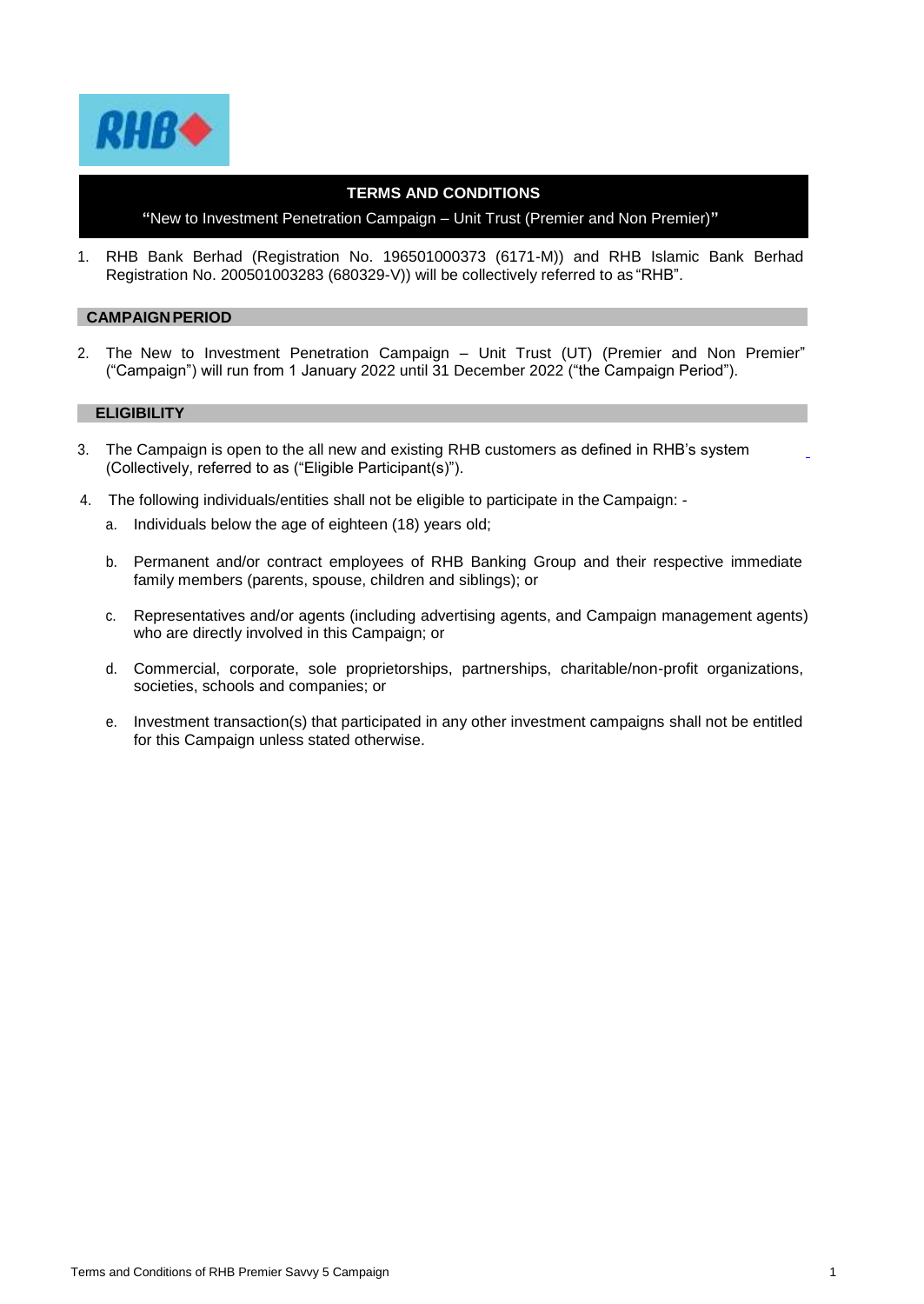## TERMS AND CONDITIONS

**"**New to Investment Penetration Campaign – Unit Trust (Premier and Non Premier)**"**

1. RHB Bank Berhad (Registration No. 196501000373 (6171-M)) and RHB Islamic Bank Berhad Registration No. 200501003283 (680329-V)) will be collectively referred to as "RHB".

### CAMPAIGN PERIOD

2. The New to Investment Penetration Campaign – Unit Trust (UT) (Premier and Non Premier" ("Campaign") will run from 1 January 2022 until 31 December 2022 ("the Campaign Period").

### ELIGIBILITY

3. The Campaign is open to the all new and existing RHB customers as defined in RHB's system (Collectively, referred to as ("Eligible Participant(s)").

4. The following individuals/entities shall not be eligible to participate in the Campaign: -
   a. Individuals below the age of eighteen (18) years old;
   b. Permanent and/or contract employees of RHB Banking Group and their respective immediate family members (parents, spouse, children and siblings); or
   c. Representatives and/or agents (including advertising agents, and Campaign management agents) who are directly involved in this Campaign; or
   d. Commercial, corporate, sole proprietorships, partnerships, charitable/non-profit organizations, societies, schools and companies; or
   e. Investment transaction(s) that participated in any other investment campaigns shall not be entitled for this Campaign unless stated otherwise.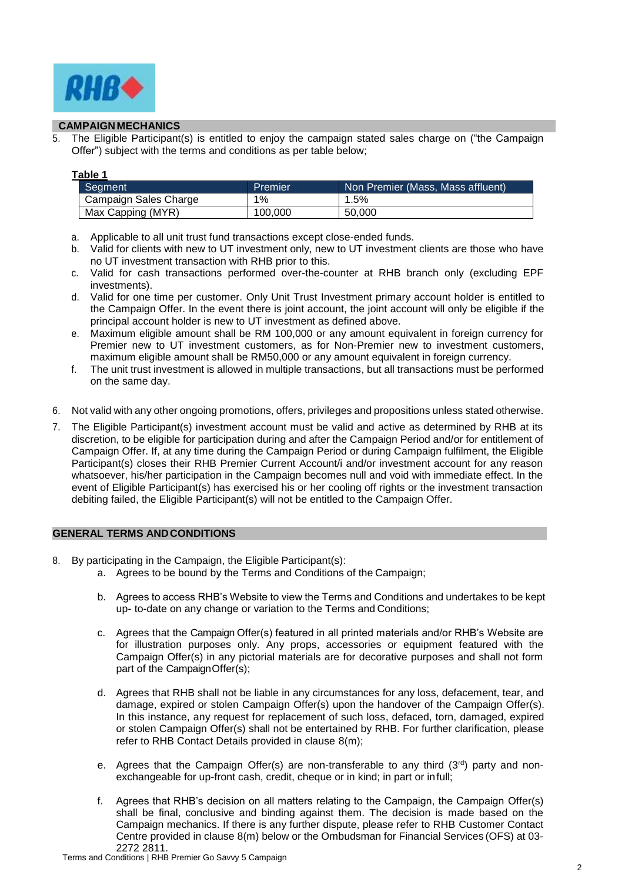## CAMPAIGN MECHANICS

5. The Eligible Participant(s) is entitled to enjoy the campaign stated sales charge on ("the Campaign Offer") subject with the terms and conditions as per table below;

**Table 1**

| Segment | Premier | Non Premier (Mass, Mass affluent) |
|---|---|---|
| Campaign Sales Charge | 1% | 1.5% |
| Max Capping (MYR) | 100,000 | 50,000 |

   a. Applicable to all unit trust fund transactions except close-ended funds.
   b. Valid for clients with new to UT investment only, new to UT investment clients are those who have no UT investment transaction with RHB prior to this.
   c. Valid for cash transactions performed over-the-counter at RHB branch only (excluding EPF investments).
   d. Valid for one time per customer. Only Unit Trust Investment primary account holder is entitled to the Campaign Offer. In the event there is joint account, the joint account will only be eligible if the principal account holder is new to UT investment as defined above.
   e. Maximum eligible amount shall be RM 100,000 or any amount equivalent in foreign currency for Premier new to UT investment customers, as for Non-Premier new to investment customers, maximum eligible amount shall be RM50,000 or any amount equivalent in foreign currency.
   f. The unit trust investment is allowed in multiple transactions, but all transactions must be performed on the same day.

6. Not valid with any other ongoing promotions, offers, privileges and propositions unless stated otherwise.

7. The Eligible Participant(s) investment account must be valid and active as determined by RHB at its discretion, to be eligible for participation during and after the Campaign Period and/or for entitlement of Campaign Offer. If, at any time during the Campaign Period or during Campaign fulfilment, the Eligible Participant(s) closes their RHB Premier Current Account/i and/or investment account for any reason whatsoever, his/her participation in the Campaign becomes null and void with immediate effect. In the event of Eligible Participant(s) has exercised his or her cooling off rights or the investment transaction debiting failed, the Eligible Participant(s) will not be entitled to the Campaign Offer.

## GENERAL TERMS AND CONDITIONS

8. By participating in the Campaign, the Eligible Participant(s):
   a. Agrees to be bound by the Terms and Conditions of the Campaign;
   b. Agrees to access RHB's Website to view the Terms and Conditions and undertakes to be kept up- to-date on any change or variation to the Terms and Conditions;
   c. Agrees that the Campaign Offer(s) featured in all printed materials and/or RHB's Website are for illustration purposes only. Any props, accessories or equipment featured with the Campaign Offer(s) in any pictorial materials are for decorative purposes and shall not form part of the Campaign Offer(s);
   d. Agrees that RHB shall not be liable in any circumstances for any loss, defacement, tear, and damage, expired or stolen Campaign Offer(s) upon the handover of the Campaign Offer(s). In this instance, any request for replacement of such loss, defaced, torn, damaged, expired or stolen Campaign Offer(s) shall not be entertained by RHB. For further clarification, please refer to RHB Contact Details provided in clause 8(m);
   e. Agrees that the Campaign Offer(s) are non-transferable to any third (3rd) party and non-exchangeable for up-front cash, credit, cheque or in kind; in part or in full;
   f. Agrees that RHB's decision on all matters relating to the Campaign, the Campaign Offer(s) shall be final, conclusive and binding against them. The decision is made based on the Campaign mechanics. If there is any further dispute, please refer to RHB Customer Contact Centre provided in clause 8(m) below or the Ombudsman for Financial Services (OFS) at 03-2272 2811.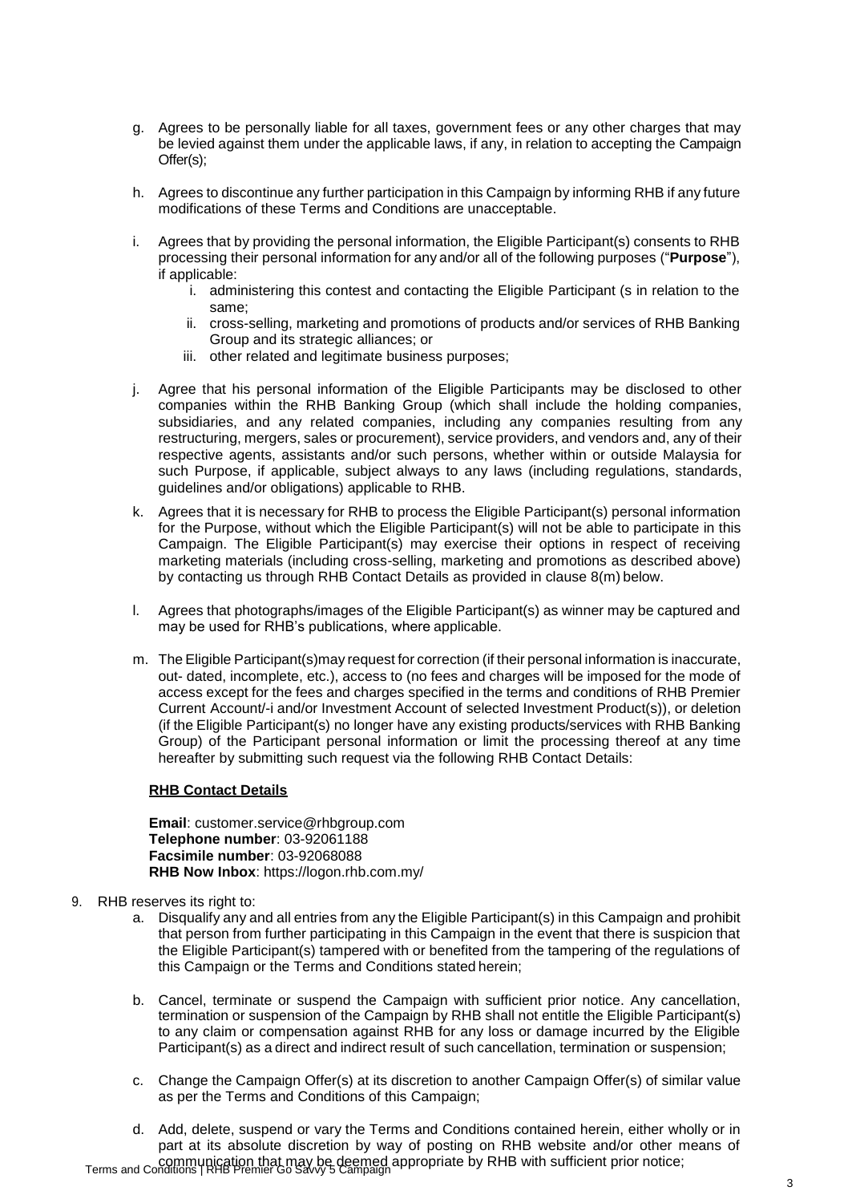g. Agrees to be personally liable for all taxes, government fees or any other charges that may be levied against them under the applicable laws, if any, in relation to accepting the Campaign Offer(s);

h. Agrees to discontinue any further participation in this Campaign by informing RHB if any future modifications of these Terms and Conditions are unacceptable.

i. Agrees that by providing the personal information, the Eligible Participant(s) consents to RHB processing their personal information for any and/or all of the following purposes ("**Purpose**"), if applicable:
   i. administering this contest and contacting the Eligible Participant (s in relation to the same;
   ii. cross-selling, marketing and promotions of products and/or services of RHB Banking Group and its strategic alliances; or
   iii. other related and legitimate business purposes;

j. Agree that his personal information of the Eligible Participants may be disclosed to other companies within the RHB Banking Group (which shall include the holding companies, subsidiaries, and any related companies, including any companies resulting from any restructuring, mergers, sales or procurement), service providers, and vendors and, any of their respective agents, assistants and/or such persons, whether within or outside Malaysia for such Purpose, if applicable, subject always to any laws (including regulations, standards, guidelines and/or obligations) applicable to RHB.

k. Agrees that it is necessary for RHB to process the Eligible Participant(s) personal information for the Purpose, without which the Eligible Participant(s) will not be able to participate in this Campaign. The Eligible Participant(s) may exercise their options in respect of receiving marketing materials (including cross-selling, marketing and promotions as described above) by contacting us through RHB Contact Details as provided in clause 8(m) below.

l. Agrees that photographs/images of the Eligible Participant(s) as winner may be captured and may be used for RHB's publications, where applicable.

m. The Eligible Participant(s)may request for correction (if their personal information is inaccurate, out- dated, incomplete, etc.), access to (no fees and charges will be imposed for the mode of access except for the fees and charges specified in the terms and conditions of RHB Premier Current Account/-i and/or Investment Account of selected Investment Product(s)), or deletion (if the Eligible Participant(s) no longer have any existing products/services with RHB Banking Group) of the Participant personal information or limit the processing thereof at any time hereafter by submitting such request via the following RHB Contact Details:

   **RHB Contact Details**

   **Email**: customer.service@rhbgroup.com
   **Telephone number**: 03-92061188
   **Facsimile number**: 03-92068088
   **RHB Now Inbox**: https://logon.rhb.com.my/

9. RHB reserves its right to:
   a. Disqualify any and all entries from any the Eligible Participant(s) in this Campaign and prohibit that person from further participating in this Campaign in the event that there is suspicion that the Eligible Participant(s) tampered with or benefited from the tampering of the regulations of this Campaign or the Terms and Conditions stated herein;

   b. Cancel, terminate or suspend the Campaign with sufficient prior notice. Any cancellation, termination or suspension of the Campaign by RHB shall not entitle the Eligible Participant(s) to any claim or compensation against RHB for any loss or damage incurred by the Eligible Participant(s) as a direct and indirect result of such cancellation, termination or suspension;

   c. Change the Campaign Offer(s) at its discretion to another Campaign Offer(s) of similar value as per the Terms and Conditions of this Campaign;

   d. Add, delete, suspend or vary the Terms and Conditions contained herein, either wholly or in part at its absolute discretion by way of posting on RHB website and/or other means of communication that may be deemed appropriate by RHB with sufficient prior notice;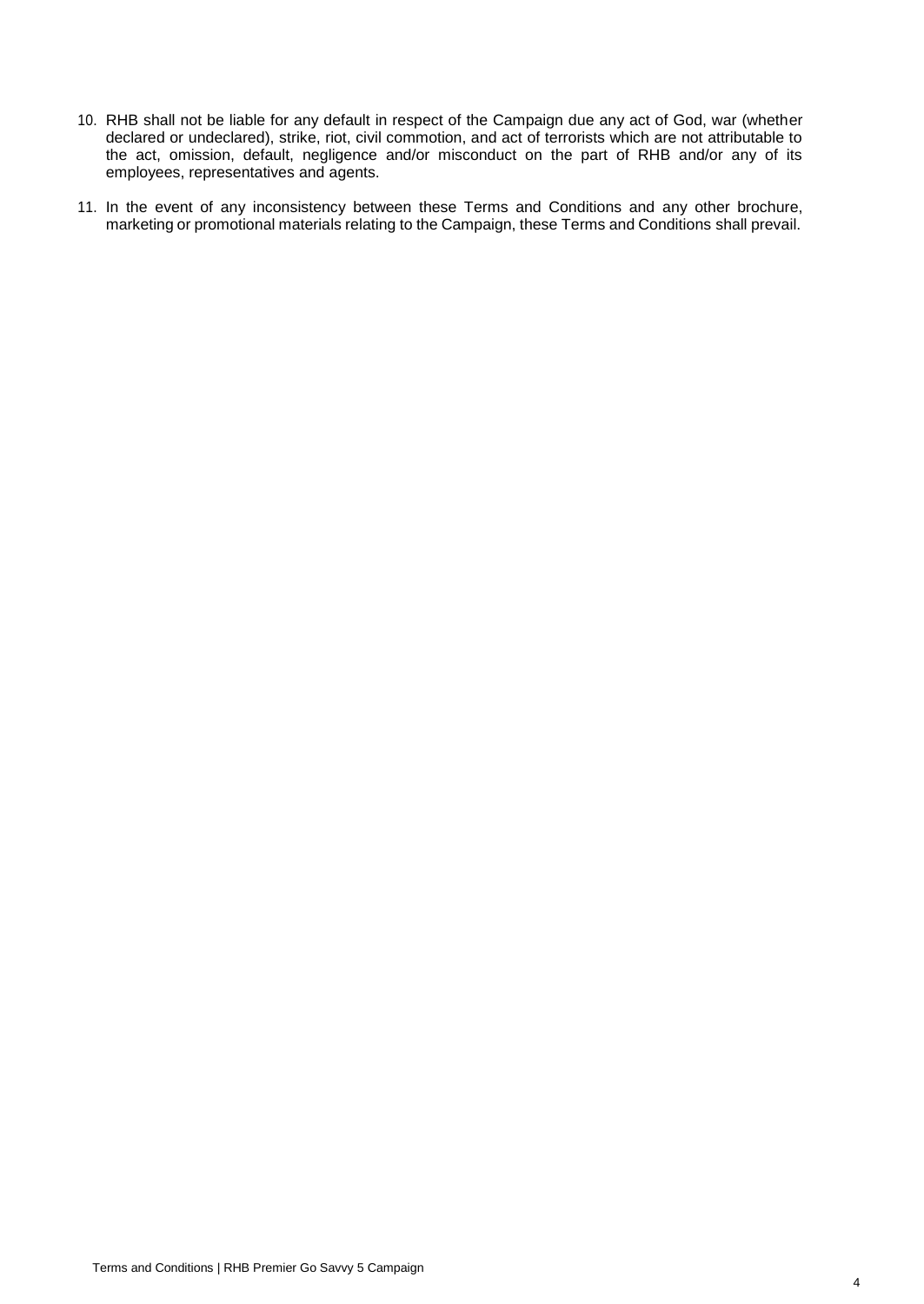10. RHB shall not be liable for any default in respect of the Campaign due any act of God, war (whether declared or undeclared), strike, riot, civil commotion, and act of terrorists which are not attributable to the act, omission, default, negligence and/or misconduct on the part of RHB and/or any of its employees, representatives and agents.
11. In the event of any inconsistency between these Terms and Conditions and any other brochure, marketing or promotional materials relating to the Campaign, these Terms and Conditions shall prevail.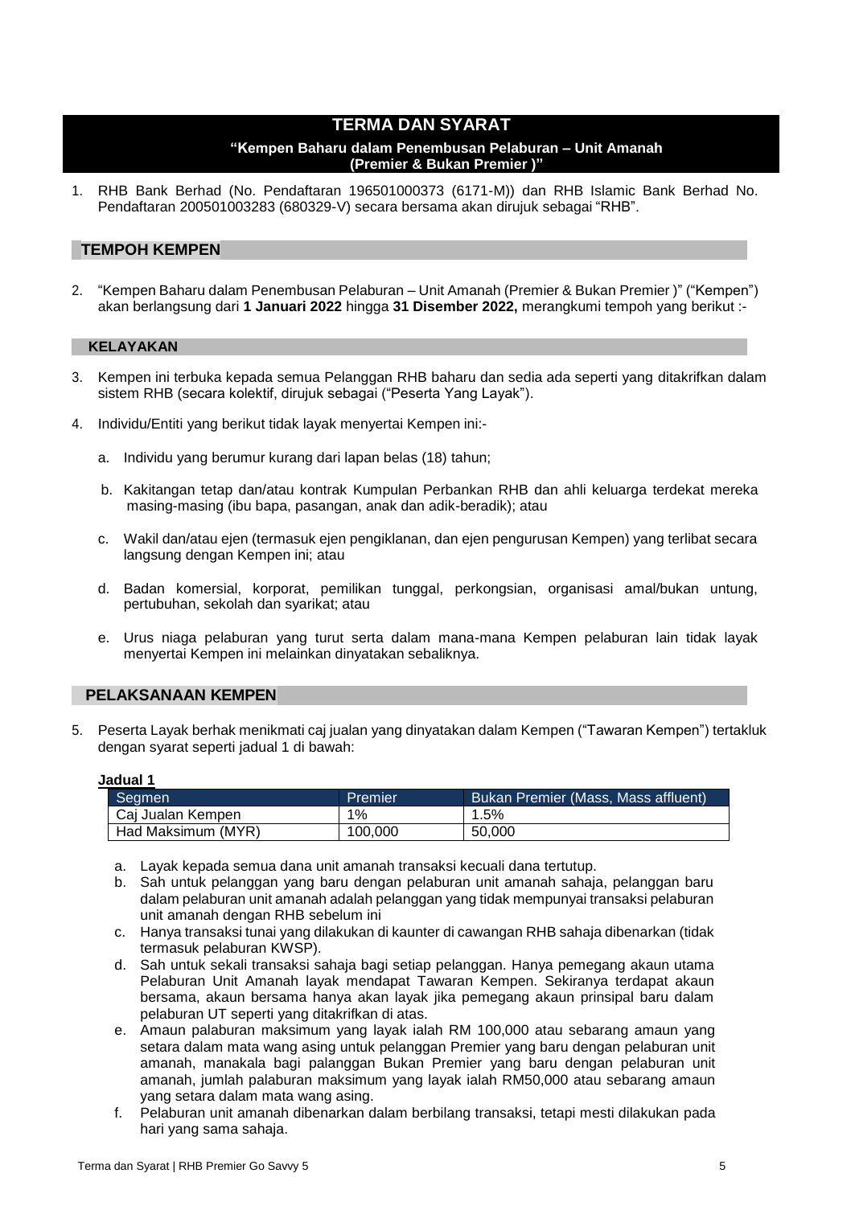# TERMA DAN SYARAT

**"Kempen Baharu dalam Penembusan Pelaburan – Unit Amanah (Premier & Bukan Premier )"**

1. RHB Bank Berhad (No. Pendaftaran 196501000373 (6171-M)) dan RHB Islamic Bank Berhad No. Pendaftaran 200501003283 (680329-V) secara bersama akan dirujuk sebagai "RHB".

## TEMPOH KEMPEN

2. "Kempen Baharu dalam Penembusan Pelaburan – Unit Amanah (Premier & Bukan Premier )" ("Kempen") akan berlangsung dari **1 Januari 2022** hingga **31 Disember 2022,** merangkumi tempoh yang berikut :-

## KELAYAKAN

3. Kempen ini terbuka kepada semua Pelanggan RHB baharu dan sedia ada seperti yang ditakrifkan dalam sistem RHB (secara kolektif, dirujuk sebagai ("Peserta Yang Layak").

4. Individu/Entiti yang berikut tidak layak menyertai Kempen ini:-

   a. Individu yang berumur kurang dari lapan belas (18) tahun;

   b. Kakitangan tetap dan/atau kontrak Kumpulan Perbankan RHB dan ahli keluarga terdekat mereka masing-masing (ibu bapa, pasangan, anak dan adik-beradik); atau

   c. Wakil dan/atau ejen (termasuk ejen pengiklanan, dan ejen pengurusan Kempen) yang terlibat secara langsung dengan Kempen ini; atau

   d. Badan komersial, korporat, pemilikan tunggal, perkongsian, organisasi amal/bukan untung, pertubuhan, sekolah dan syarikat; atau

   e. Urus niaga pelaburan yang turut serta dalam mana-mana Kempen pelaburan lain tidak layak menyertai Kempen ini melainkan dinyatakan sebaliknya.

## PELAKSANAAN KEMPEN

5. Peserta Layak berhak menikmati caj jualan yang dinyatakan dalam Kempen ("Tawaran Kempen") tertakluk dengan syarat seperti jadual 1 di bawah:

**Jadual 1**

| Segmen | Premier | Bukan Premier (Mass, Mass affluent) |
|---|---|---|
| Caj Jualan Kempen | 1% | 1.5% |
| Had Maksimum (MYR) | 100,000 | 50,000 |

   a. Layak kepada semua dana unit amanah transaksi kecuali dana tertutup.
   b. Sah untuk pelanggan yang baru dengan pelaburan unit amanah sahaja, pelanggan baru dalam pelaburan unit amanah adalah pelanggan yang tidak mempunyai transaksi pelaburan unit amanah dengan RHB sebelum ini
   c. Hanya transaksi tunai yang dilakukan di kaunter di cawangan RHB sahaja dibenarkan (tidak termasuk pelaburan KWSP).
   d. Sah untuk sekali transaksi sahaja bagi setiap pelanggan. Hanya pemegang akaun utama Pelaburan Unit Amanah layak mendapat Tawaran Kempen. Sekiranya terdapat akaun bersama, akaun bersama hanya akan layak jika pemegang akaun prinsipal baru dalam pelaburan UT seperti yang ditakrifkan di atas.
   e. Amaun palaburan maksimum yang layak ialah RM 100,000 atau sebarang amaun yang setara dalam mata wang asing untuk pelanggan Premier yang baru dengan pelaburan unit amanah, manakala bagi palanggan Bukan Premier yang baru dengan pelaburan unit amanah, jumlah palaburan maksimum yang layak ialah RM50,000 atau sebarang amaun yang setara dalam mata wang asing.
   f. Pelaburan unit amanah dibenarkan dalam berbilang transaksi, tetapi mesti dilakukan pada hari yang sama sahaja.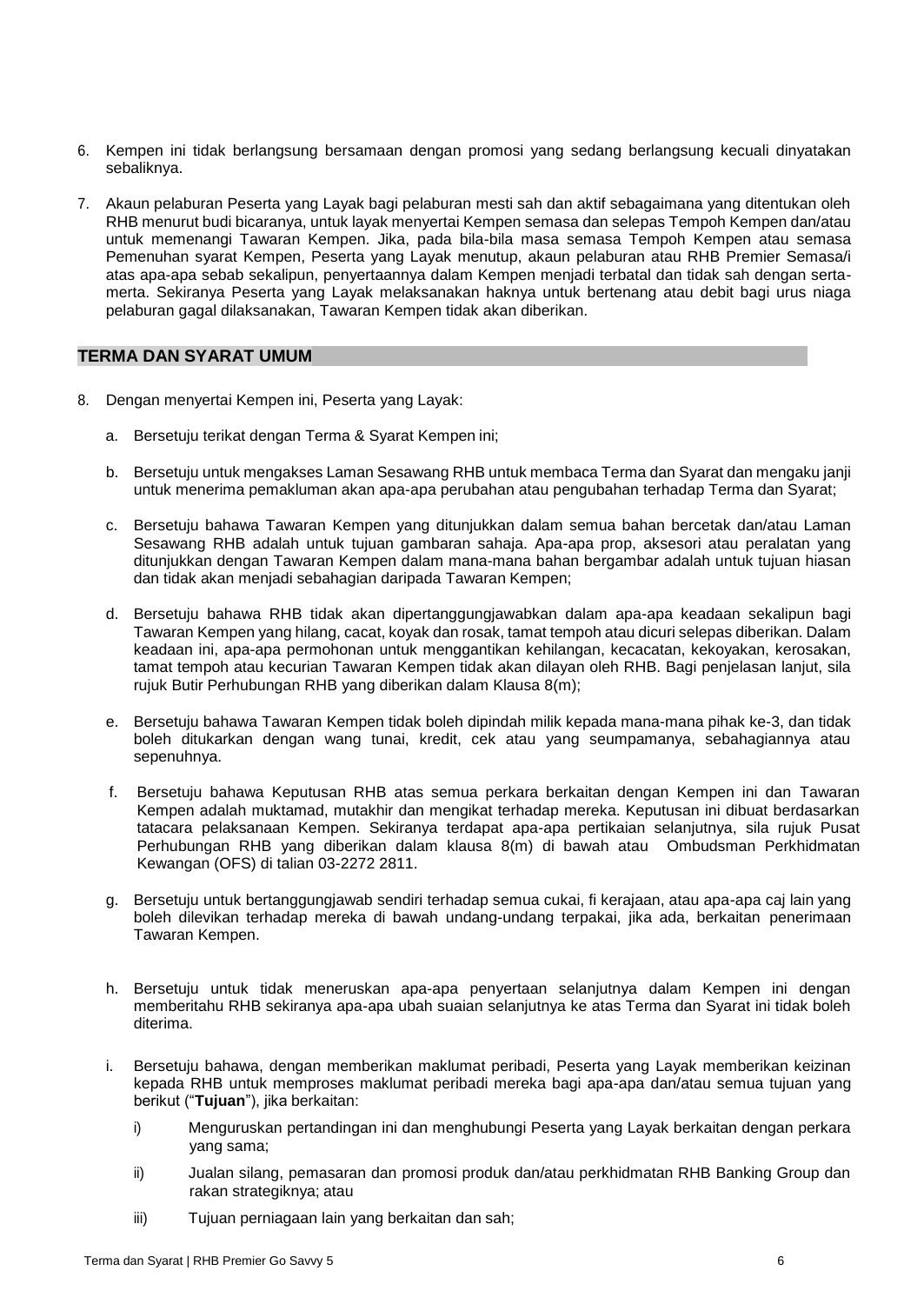6. Kempen ini tidak berlangsung bersamaan dengan promosi yang sedang berlangsung kecuali dinyatakan sebaliknya.

7. Akaun pelaburan Peserta yang Layak bagi pelaburan mesti sah dan aktif sebagaimana yang ditentukan oleh RHB menurut budi bicaranya, untuk layak menyertai Kempen semasa dan selepas Tempoh Kempen dan/atau untuk memenangi Tawaran Kempen. Jika, pada bila-bila masa semasa Tempoh Kempen atau semasa Pemenuhan syarat Kempen, Peserta yang Layak menutup, akaun pelaburan atau RHB Premier Semasa/i atas apa-apa sebab sekalipun, penyertaannya dalam Kempen menjadi terbatal dan tidak sah dengan serta-merta. Sekiranya Peserta yang Layak melaksanakan haknya untuk bertenang atau debit bagi urus niaga pelaburan gagal dilaksanakan, Tawaran Kempen tidak akan diberikan.

## TERMA DAN SYARAT UMUM

8. Dengan menyertai Kempen ini, Peserta yang Layak:

   a. Bersetuju terikat dengan Terma & Syarat Kempen ini;

   b. Bersetuju untuk mengakses Laman Sesawang RHB untuk membaca Terma dan Syarat dan mengaku janji untuk menerima pemakluman akan apa-apa perubahan atau pengubahan terhadap Terma dan Syarat;

   c. Bersetuju bahawa Tawaran Kempen yang ditunjukkan dalam semua bahan bercetak dan/atau Laman Sesawang RHB adalah untuk tujuan gambaran sahaja. Apa-apa prop, aksesori atau peralatan yang ditunjukkan dengan Tawaran Kempen dalam mana-mana bahan bergambar adalah untuk tujuan hiasan dan tidak akan menjadi sebahagian daripada Tawaran Kempen;

   d. Bersetuju bahawa RHB tidak akan dipertanggungjawabkan dalam apa-apa keadaan sekalipun bagi Tawaran Kempen yang hilang, cacat, koyak dan rosak, tamat tempoh atau dicuri selepas diberikan. Dalam keadaan ini, apa-apa permohonan untuk menggantikan kehilangan, kecacatan, kekoyakan, kerosakan, tamat tempoh atau kecurian Tawaran Kempen tidak akan dilayan oleh RHB. Bagi penjelasan lanjut, sila rujuk Butir Perhubungan RHB yang diberikan dalam Klausa 8(m);

   e. Bersetuju bahawa Tawaran Kempen tidak boleh dipindah milik kepada mana-mana pihak ke-3, dan tidak boleh ditukarkan dengan wang tunai, kredit, cek atau yang seumpamanya, sebahagiannya atau sepenuhnya.

   f. Bersetuju bahawa Keputusan RHB atas semua perkara berkaitan dengan Kempen ini dan Tawaran Kempen adalah muktamad, mutakhir dan mengikat terhadap mereka. Keputusan ini dibuat berdasarkan tatacara pelaksanaan Kempen. Sekiranya terdapat apa-apa pertikaian selanjutnya, sila rujuk Pusat Perhubungan RHB yang diberikan dalam klausa 8(m) di bawah atau Ombudsman Perkhidmatan Kewangan (OFS) di talian 03-2272 2811.

   g. Bersetuju untuk bertanggungjawab sendiri terhadap semua cukai, fi kerajaan, atau apa-apa caj lain yang boleh dilevikan terhadap mereka di bawah undang-undang terpakai, jika ada, berkaitan penerimaan Tawaran Kempen.

   h. Bersetuju untuk tidak meneruskan apa-apa penyertaan selanjutnya dalam Kempen ini dengan memberitahu RHB sekiranya apa-apa ubah suaian selanjutnya ke atas Terma dan Syarat ini tidak boleh diterima.

   i. Bersetuju bahawa, dengan memberikan maklumat peribadi, Peserta yang Layak memberikan keizinan kepada RHB untuk memproses maklumat peribadi mereka bagi apa-apa dan/atau semua tujuan yang berikut ("**Tujuan**"), jika berkaitan:

      i) Menguruskan pertandingan ini dan menghubungi Peserta yang Layak berkaitan dengan perkara yang sama;

      ii) Jualan silang, pemasaran dan promosi produk dan/atau perkhidmatan RHB Banking Group dan rakan strategiknya; atau

      iii) Tujuan perniagaan lain yang berkaitan dan sah;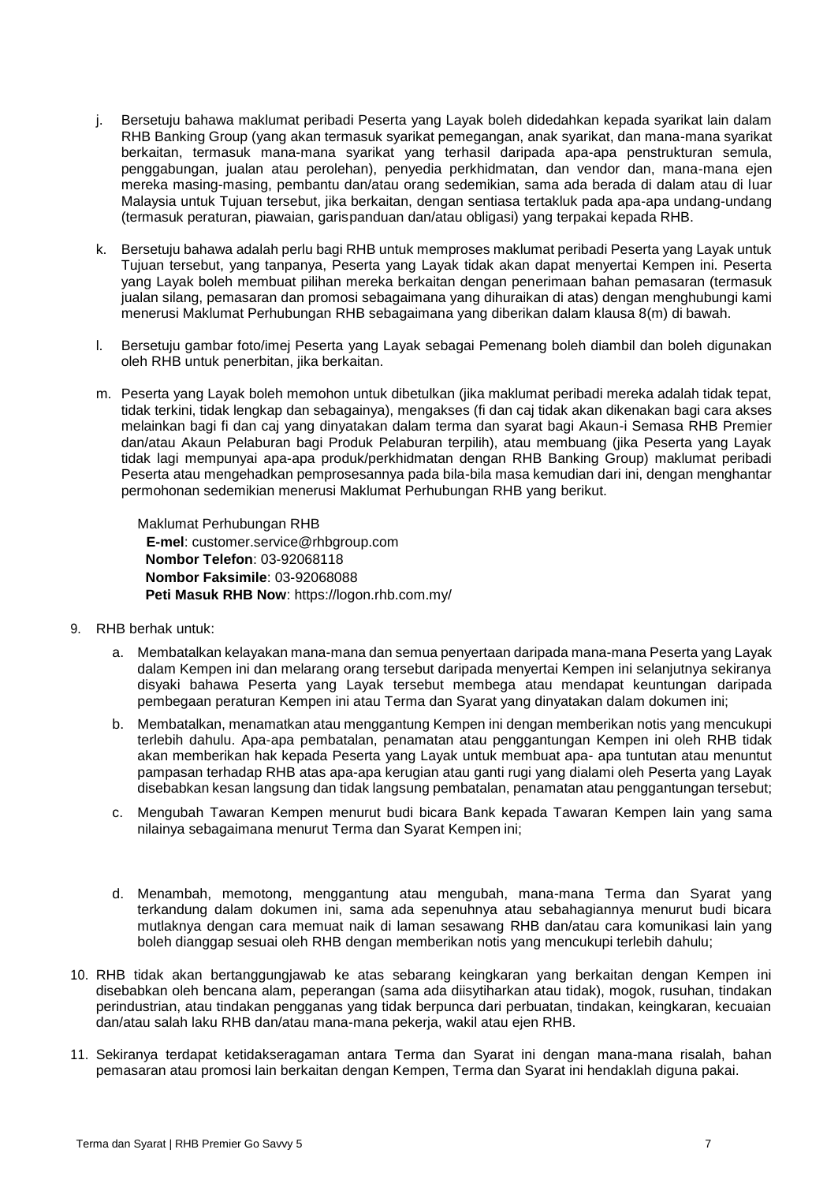j. Bersetuju bahawa maklumat peribadi Peserta yang Layak boleh didedahkan kepada syarikat lain dalam RHB Banking Group (yang akan termasuk syarikat pemegangan, anak syarikat, dan mana-mana syarikat berkaitan, termasuk mana-mana syarikat yang terhasil daripada apa-apa penstrukturan semula, penggabungan, jualan atau perolehan), penyedia perkhidmatan, dan vendor dan, mana-mana ejen mereka masing-masing, pembantu dan/atau orang sedemikian, sama ada berada di dalam atau di luar Malaysia untuk Tujuan tersebut, jika berkaitan, dengan sentiasa tertakluk pada apa-apa undang-undang (termasuk peraturan, piawaian, garispanduan dan/atau obligasi) yang terpakai kepada RHB.

k. Bersetuju bahawa adalah perlu bagi RHB untuk memproses maklumat peribadi Peserta yang Layak untuk Tujuan tersebut, yang tanpanya, Peserta yang Layak tidak akan dapat menyertai Kempen ini. Peserta yang Layak boleh membuat pilihan mereka berkaitan dengan penerimaan bahan pemasaran (termasuk jualan silang, pemasaran dan promosi sebagaimana yang dihuraikan di atas) dengan menghubungi kami menerusi Maklumat Perhubungan RHB sebagaimana yang diberikan dalam klausa 8(m) di bawah.

l. Bersetuju gambar foto/imej Peserta yang Layak sebagai Pemenang boleh diambil dan boleh digunakan oleh RHB untuk penerbitan, jika berkaitan.

m. Peserta yang Layak boleh memohon untuk dibetulkan (jika maklumat peribadi mereka adalah tidak tepat, tidak terkini, tidak lengkap dan sebagainya), mengakses (fi dan caj tidak akan dikenakan bagi cara akses melainkan bagi fi dan caj yang dinyatakan dalam terma dan syarat bagi Akaun-i Semasa RHB Premier dan/atau Akaun Pelaburan bagi Produk Pelaburan terpilih), atau membuang (jika Peserta yang Layak tidak lagi mempunyai apa-apa produk/perkhidmatan dengan RHB Banking Group) maklumat peribadi Peserta atau mengehadkan pemprosesannya pada bila-bila masa kemudian dari ini, dengan menghantar permohonan sedemikian menerusi Maklumat Perhubungan RHB yang berikut.

   Maklumat Perhubungan RHB
   **E-mel**: customer.service@rhbgroup.com
   **Nombor Telefon**: 03-92068118
   **Nombor Faksimile**: 03-92068088
   **Peti Masuk RHB Now**: https://logon.rhb.com.my/

9. RHB berhak untuk:

   a. Membatalkan kelayakan mana-mana dan semua penyertaan daripada mana-mana Peserta yang Layak dalam Kempen ini dan melarang orang tersebut daripada menyertai Kempen ini selanjutnya sekiranya disyaki bahawa Peserta yang Layak tersebut membega atau mendapat keuntungan daripada pembegaan peraturan Kempen ini atau Terma dan Syarat yang dinyatakan dalam dokumen ini;

   b. Membatalkan, menamatkan atau menggantung Kempen ini dengan memberikan notis yang mencukupi terlebih dahulu. Apa-apa pembatalan, penamatan atau penggantungan Kempen ini oleh RHB tidak akan memberikan hak kepada Peserta yang Layak untuk membuat apa- apa tuntutan atau menuntut pampasan terhadap RHB atas apa-apa kerugian atau ganti rugi yang dialami oleh Peserta yang Layak disebabkan kesan langsung dan tidak langsung pembatalan, penamatan atau penggantungan tersebut;

   c. Mengubah Tawaran Kempen menurut budi bicara Bank kepada Tawaran Kempen lain yang sama nilainya sebagaimana menurut Terma dan Syarat Kempen ini;

   d. Menambah, memotong, menggantung atau mengubah, mana-mana Terma dan Syarat yang terkandung dalam dokumen ini, sama ada sepenuhnya atau sebahagiannya menurut budi bicara mutlaknya dengan cara memuat naik di laman sesawang RHB dan/atau cara komunikasi lain yang boleh dianggap sesuai oleh RHB dengan memberikan notis yang mencukupi terlebih dahulu;

10. RHB tidak akan bertanggungjawab ke atas sebarang keingkaran yang berkaitan dengan Kempen ini disebabkan oleh bencana alam, peperangan (sama ada diisytiharkan atau tidak), mogok, rusuhan, tindakan perindustrian, atau tindakan pengganas yang tidak berpunca dari perbuatan, tindakan, keingkaran, kecuaian dan/atau salah laku RHB dan/atau mana-mana pekerja, wakil atau ejen RHB.

11. Sekiranya terdapat ketidakseragaman antara Terma dan Syarat ini dengan mana-mana risalah, bahan pemasaran atau promosi lain berkaitan dengan Kempen, Terma dan Syarat ini hendaklah diguna pakai.